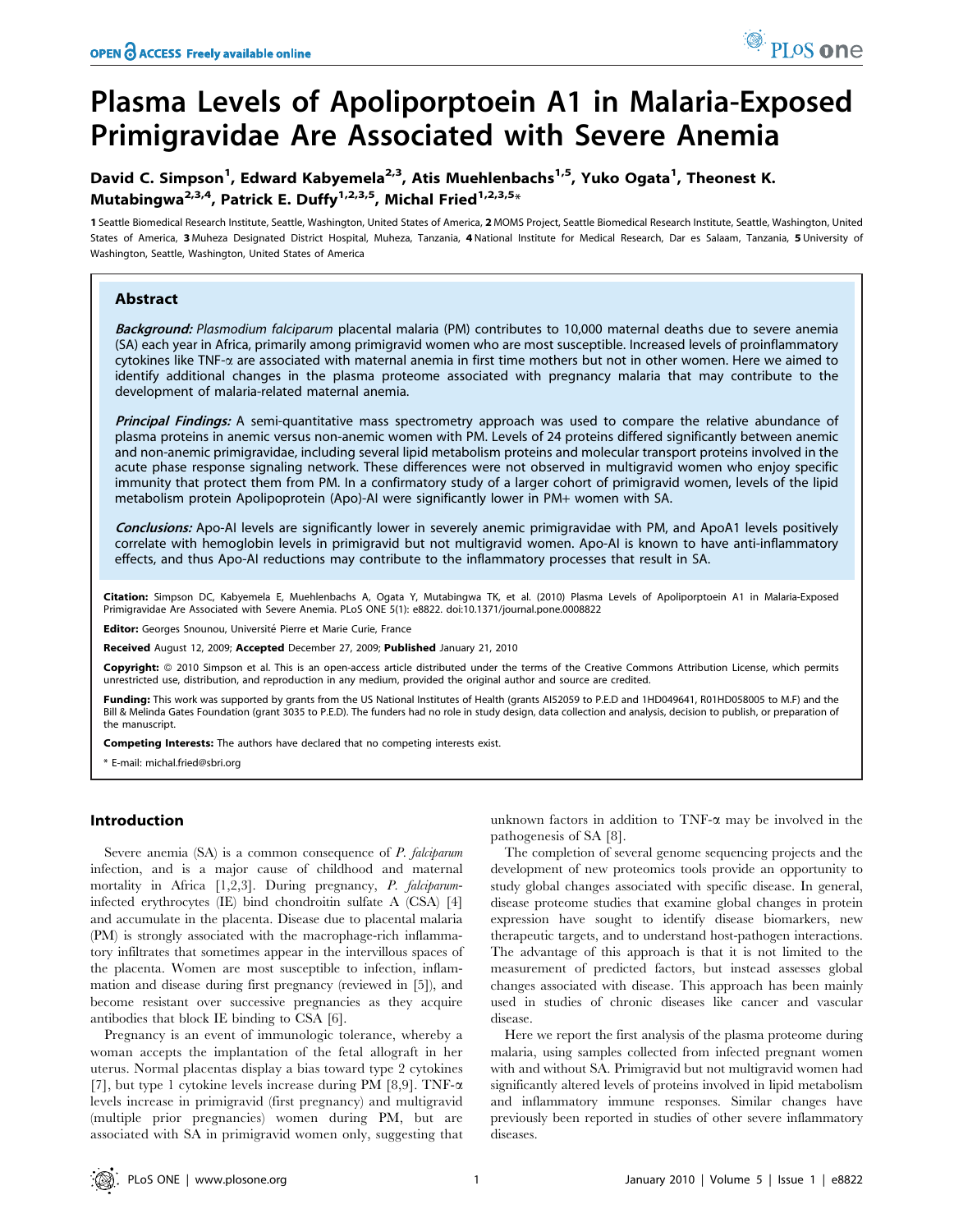# Plasma Levels of Apoliporptoein A1 in Malaria-Exposed Primigravidae Are Associated with Severe Anemia

**David C. Simpson[1], Edward Kabyemela[2,3], Atis Muehlenbachs[1,5], Yuko Ogata[1], Theonest K. Mutabingwa[2,3,4], Patrick E. Duffy[1,2,3,5], Michal Fried[1,2,3,5]***

**1** Seattle Biomedical Research Institute, Seattle, Washington, United States of America, **2** MOMS Project, Seattle Biomedical Research Institute, Seattle, Washington, United States of America, **3** Muheza Designated District Hospital, Muheza, Tanzania, **4** National Institute for Medical Research, Dar es Salaam, Tanzania, **5** University of Washington, Seattle, Washington, United States of America

## Abstract

***Background:*** *Plasmodium falciparum* placental malaria (PM) contributes to 10,000 maternal deaths due to severe anemia (SA) each year in Africa, primarily among primigravid women who are most susceptible. Increased levels of proinflammatory cytokines like TNF-α are associated with maternal anemia in first time mothers but not in other women. Here we aimed to identify additional changes in the plasma proteome associated with pregnancy malaria that may contribute to the development of malaria-related maternal anemia.

***Principal Findings:*** A semi-quantitative mass spectrometry approach was used to compare the relative abundance of plasma proteins in anemic versus non-anemic women with PM. Levels of 24 proteins differed significantly between anemic and non-anemic primigravidae, including several lipid metabolism proteins and molecular transport proteins involved in the acute phase response signaling network. These differences were not observed in multigravid women who enjoy specific immunity that protect them from PM. In a confirmatory study of a larger cohort of primigravid women, levels of the lipid metabolism protein Apolipoprotein (Apo)-AI were significantly lower in PM+ women with SA.

***Conclusions:*** Apo-AI levels are significantly lower in severely anemic primigravidae with PM, and ApoA1 levels positively correlate with hemoglobin levels in primigravid but not multigravid women. Apo-AI is known to have anti-inflammatory effects, and thus Apo-AI reductions may contribute to the inflammatory processes that result in SA.

**Citation:** Simpson DC, Kabyemela E, Muehlenbachs A, Ogata Y, Mutabingwa TK, et al. (2010) Plasma Levels of Apoliporptoein A1 in Malaria-Exposed Primigravidae Are Associated with Severe Anemia. PLoS ONE 5(1): e8822. doi:10.1371/journal.pone.0008822

**Editor:** Georges Snounou, Université Pierre et Marie Curie, France

**Received** August 12, 2009; **Accepted** December 27, 2009; **Published** January 21, 2010

**Copyright:** © 2010 Simpson et al. This is an open-access article distributed under the terms of the Creative Commons Attribution License, which permits unrestricted use, distribution, and reproduction in any medium, provided the original author and source are credited.

**Funding:** This work was supported by grants from the US National Institutes of Health (grants AI52059 to P.E.D and 1HD049641, R01HD058005 to M.F) and the Bill & Melinda Gates Foundation (grant 3035 to P.E.D). The funders had no role in study design, data collection and analysis, decision to publish, or preparation of the manuscript.

**Competing Interests:** The authors have declared that no competing interests exist.

\* E-mail: michal.fried@sbri.org

## Introduction

Severe anemia (SA) is a common consequence of *P. falciparum* infection, and is a major cause of childhood and maternal mortality in Africa [1,2,3]. During pregnancy, *P. falciparum*-infected erythrocytes (IE) bind chondroitin sulfate A (CSA) [4] and accumulate in the placenta. Disease due to placental malaria (PM) is strongly associated with the macrophage-rich inflammatory infiltrates that sometimes appear in the intervillous spaces of the placenta. Women are most susceptible to infection, inflammation and disease during first pregnancy (reviewed in [5]), and become resistant over successive pregnancies as they acquire antibodies that block IE binding to CSA [6].

Pregnancy is an event of immunologic tolerance, whereby a woman accepts the implantation of the fetal allograft in her uterus. Normal placentas display a bias toward type 2 cytokines [7], but type 1 cytokine levels increase during PM [8,9]. TNF-α levels increase in primigravid (first pregnancy) and multigravid (multiple prior pregnancies) women during PM, but are associated with SA in primigravid women only, suggesting that unknown factors in addition to TNF-α may be involved in the pathogenesis of SA [8].

The completion of several genome sequencing projects and the development of new proteomics tools provide an opportunity to study global changes associated with specific disease. In general, disease proteome studies that examine global changes in protein expression have sought to identify disease biomarkers, new therapeutic targets, and to understand host-pathogen interactions. The advantage of this approach is that it is not limited to the measurement of predicted factors, but instead assesses global changes associated with disease. This approach has been mainly used in studies of chronic diseases like cancer and vascular disease.

Here we report the first analysis of the plasma proteome during malaria, using samples collected from infected pregnant women with and without SA. Primigravid but not multigravid women had significantly altered levels of proteins involved in lipid metabolism and inflammatory immune responses. Similar changes have previously been reported in studies of other severe inflammatory diseases.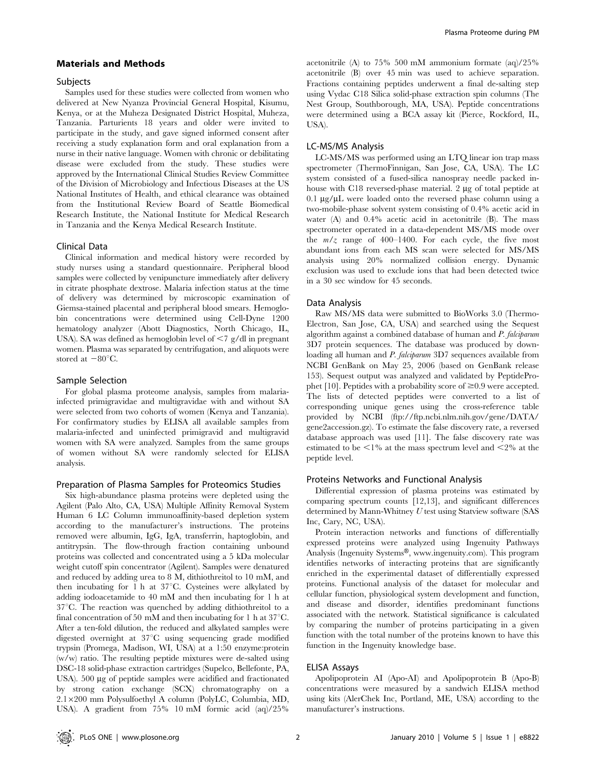## Materials and Methods

### Subjects

Samples used for these studies were collected from women who delivered at New Nyanza Provincial General Hospital, Kisumu, Kenya, or at the Muheza Designated District Hospital, Muheza, Tanzania. Parturients 18 years and older were invited to participate in the study, and gave signed informed consent after receiving a study explanation form and oral explanation from a nurse in their native language. Women with chronic or debilitating disease were excluded from the study. These studies were approved by the International Clinical Studies Review Committee of the Division of Microbiology and Infectious Diseases at the US National Institutes of Health, and ethical clearance was obtained from the Institutional Review Board of Seattle Biomedical Research Institute, the National Institute for Medical Research in Tanzania and the Kenya Medical Research Institute.

### Clinical Data

Clinical information and medical history were recorded by study nurses using a standard questionnaire. Peripheral blood samples were collected by venipuncture immediately after delivery in citrate phosphate dextrose. Malaria infection status at the time of delivery was determined by microscopic examination of Giemsa-stained placental and peripheral blood smears. Hemoglobin concentrations were determined using Cell-Dyne 1200 hematology analyzer (Abott Diagnostics, North Chicago, IL, USA). SA was defined as hemoglobin level of <7 g/dl in pregnant women. Plasma was separated by centrifugation, and aliquots were stored at −80°C.

### Sample Selection

For global plasma proteome analysis, samples from malaria-infected primigravidae and multigravidae with and without SA were selected from two cohorts of women (Kenya and Tanzania). For confirmatory studies by ELISA all available samples from malaria-infected and uninfected primigravid and multigravid women with SA were analyzed. Samples from the same groups of women without SA were randomly selected for ELISA analysis.

### Preparation of Plasma Samples for Proteomics Studies

Six high-abundance plasma proteins were depleted using the Agilent (Palo Alto, CA, USA) Multiple Affinity Removal System Human 6 LC Column immunoaffinity-based depletion system according to the manufacturer's instructions. The proteins removed were albumin, IgG, IgA, transferrin, haptoglobin, and antitrypsin. The flow-through fraction containing unbound proteins was collected and concentrated using a 5 kDa molecular weight cutoff spin concentrator (Agilent). Samples were denatured and reduced by adding urea to 8 M, dithiothreitol to 10 mM, and then incubating for 1 h at 37°C. Cysteines were alkylated by adding iodoacetamide to 40 mM and then incubating for 1 h at 37°C. The reaction was quenched by adding dithiothreitol to a final concentration of 50 mM and then incubating for 1 h at 37°C. After a ten-fold dilution, the reduced and alkylated samples were digested overnight at 37°C using sequencing grade modified trypsin (Promega, Madison, WI, USA) at a 1:50 enzyme:protein (w/w) ratio. The resulting peptide mixtures were de-salted using DSC-18 solid-phase extraction cartridges (Supelco, Bellefonte, PA, USA). 500 µg of peptide samples were acidified and fractionated by strong cation exchange (SCX) chromatography on a 2.1×200 mm Polysulfoethyl A column (PolyLC, Columbia, MD, USA). A gradient from 75% 10 mM formic acid (aq)/25% acetonitrile (A) to 75% 500 mM ammonium formate (aq)/25% acetonitrile (B) over 45 min was used to achieve separation. Fractions containing peptides underwent a final de-salting step using Vydac C18 Silica solid-phase extraction spin columns (The Nest Group, Southborough, MA, USA). Peptide concentrations were determined using a BCA assay kit (Pierce, Rockford, IL, USA).

### LC-MS/MS Analysis

LC-MS/MS was performed using an LTQ linear ion trap mass spectrometer (ThermoFinnigan, San Jose, CA, USA). The LC system consisted of a fused-silica nanospray needle packed in-house with C18 reversed-phase material. 2 µg of total peptide at 0.1 µg/µL were loaded onto the reversed phase column using a two-mobile-phase solvent system consisting of 0.4% acetic acid in water (A) and 0.4% acetic acid in acetonitrile (B). The mass spectrometer operated in a data-dependent MS/MS mode over the $m/z$ range of 400–1400. For each cycle, the five most abundant ions from each MS scan were selected for MS/MS analysis using 20% normalized collision energy. Dynamic exclusion was used to exclude ions that had been detected twice in a 30 sec window for 45 seconds.

### Data Analysis

Raw MS/MS data were submitted to BioWorks 3.0 (Thermo-Electron, San Jose, CA, USA) and searched using the Sequest algorithm against a combined database of human and *P. falciparum* 3D7 protein sequences. The database was produced by downloading all human and *P. falciparum* 3D7 sequences available from NCBI GenBank on May 25, 2006 (based on GenBank release 153). Sequest output was analyzed and validated by PeptideProphet [10]. Peptides with a probability score of ≥0.9 were accepted. The lists of detected peptides were converted to a list of corresponding unique genes using the cross-reference table provided by NCBI (ftp://ftp.ncbi.nlm.nih.gov/gene/DATA/gene2accession.gz). To estimate the false discovery rate, a reversed database approach was used [11]. The false discovery rate was estimated to be <1% at the mass spectrum level and <2% at the peptide level.

### Proteins Networks and Functional Analysis

Differential expression of plasma proteins was estimated by comparing spectrum counts [12,13], and significant differences determined by Mann-Whitney $U$ test using Statview software (SAS Inc, Cary, NC, USA).

Protein interaction networks and functions of differentially expressed proteins were analyzed using Ingenuity Pathways Analysis (Ingenuity Systems®, www.ingenuity.com). This program identifies networks of interacting proteins that are significantly enriched in the experimental dataset of differentially expressed proteins. Functional analysis of the dataset for molecular and cellular function, physiological system development and function, and disease and disorder, identifies predominant functions associated with the network. Statistical significance is calculated by comparing the number of proteins participating in a given function with the total number of the proteins known to have this function in the Ingenuity knowledge base.

### ELISA Assays

Apolipoprotein AI (Apo-AI) and Apolipoprotein B (Apo-B) concentrations were measured by a sandwich ELISA method using kits (AlerChek Inc, Portland, ME, USA) according to the manufacturer's instructions.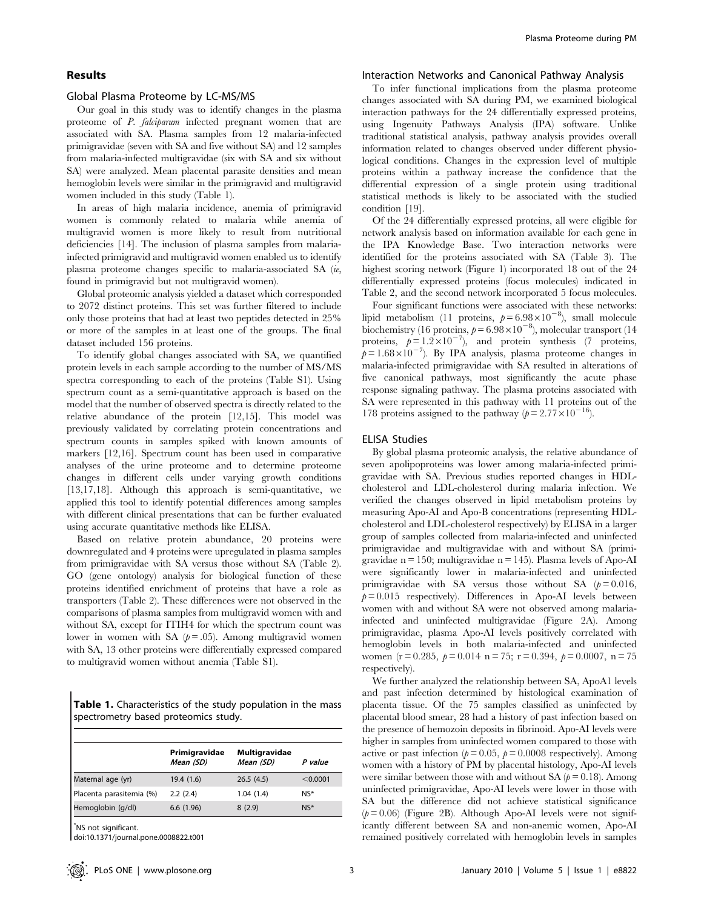## Results

### Global Plasma Proteome by LC-MS/MS

Our goal in this study was to identify changes in the plasma proteome of *P. falciparum* infected pregnant women that are associated with SA. Plasma samples from 12 malaria-infected primigravidae (seven with SA and five without SA) and 12 samples from malaria-infected multigravidae (six with SA and six without SA) were analyzed. Mean placental parasite densities and mean hemoglobin levels were similar in the primigravid and multigravid women included in this study (Table 1).

In areas of high malaria incidence, anemia of primigravid women is commonly related to malaria while anemia of multigravid women is more likely to result from nutritional deficiencies [14]. The inclusion of plasma samples from malaria-infected primigravid and multigravid women enabled us to identify plasma proteome changes specific to malaria-associated SA (*ie*, found in primigravid but not multigravid women).

Global proteomic analysis yielded a dataset which corresponded to 2072 distinct proteins. This set was further filtered to include only those proteins that had at least two peptides detected in 25% or more of the samples in at least one of the groups. The final dataset included 156 proteins.

To identify global changes associated with SA, we quantified protein levels in each sample according to the number of MS/MS spectra corresponding to each of the proteins (Table S1). Using spectrum count as a semi-quantitative approach is based on the model that the number of observed spectra is directly related to the relative abundance of the protein [12,15]. This model was previously validated by correlating protein concentrations and spectrum counts in samples spiked with known amounts of markers [12,16]. Spectrum count has been used in comparative analyses of the urine proteome and to determine proteome changes in different cells under varying growth conditions [13,17,18]. Although this approach is semi-quantitative, we applied this tool to identify potential differences among samples with different clinical presentations that can be further evaluated using accurate quantitative methods like ELISA.

Based on relative protein abundance, 20 proteins were downregulated and 4 proteins were upregulated in plasma samples from primigravidae with SA versus those without SA (Table 2). GO (gene ontology) analysis for biological function of these proteins identified enrichment of proteins that have a role as transporters (Table 2). These differences were not observed in the comparisons of plasma samples from multigravid women with and without SA, except for ITIH4 for which the spectrum count was lower in women with SA ($p = .05$). Among multigravid women with SA, 13 other proteins were differentially expressed compared to multigravid women without anemia (Table S1).

**Table 1.** Characteristics of the study population in the mass spectrometry based proteomics study.

| | Primigravidae Mean (SD) | Multigravidae Mean (SD) | P value |
|---|---|---|---|
| Maternal age (yr) | 19.4 (1.6) | 26.5 (4.5) | <0.0001 |
| Placenta parasitemia (%) | 2.2 (2.4) | 1.04 (1.4) | NS* |
| Hemoglobin (g/dl) | 6.6 (1.96) | 8 (2.9) | NS* |

*NS not significant.

doi:10.1371/journal.pone.0008822.t001

### Interaction Networks and Canonical Pathway Analysis

To infer functional implications from the plasma proteome changes associated with SA during PM, we examined biological interaction pathways for the 24 differentially expressed proteins, using Ingenuity Pathways Analysis (IPA) software. Unlike traditional statistical analysis, pathway analysis provides overall information related to changes observed under different physiological conditions. Changes in the expression level of multiple proteins within a pathway increase the confidence that the differential expression of a single protein using traditional statistical methods is likely to be associated with the studied condition [19].

Of the 24 differentially expressed proteins, all were eligible for network analysis based on information available for each gene in the IPA Knowledge Base. Two interaction networks were identified for the proteins associated with SA (Table 3). The highest scoring network (Figure 1) incorporated 18 out of the 24 differentially expressed proteins (focus molecules) indicated in Table 2, and the second network incorporated 5 focus molecules.

Four significant functions were associated with these networks: lipid metabolism (11 proteins, $p = 6.98 \times 10^{-8}$), small molecule biochemistry (16 proteins, $p = 6.98 \times 10^{-8}$), molecular transport (14 proteins, $p = 1.2 \times 10^{-7}$), and protein synthesis (7 proteins, $p = 1.68 \times 10^{-7}$). By IPA analysis, plasma proteome changes in malaria-infected primigravidae with SA resulted in alterations of five canonical pathways, most significantly the acute phase response signaling pathway. The plasma proteins associated with SA were represented in this pathway with 11 proteins out of the 178 proteins assigned to the pathway ($p = 2.77 \times 10^{-16}$).

### ELISA Studies

By global plasma proteomic analysis, the relative abundance of seven apolipoproteins was lower among malaria-infected primigravidae with SA. Previous studies reported changes in HDL-cholesterol and LDL-cholesterol during malaria infection. We verified the changes observed in lipid metabolism proteins by measuring Apo-AI and Apo-B concentrations (representing HDL-cholesterol and LDL-cholesterol respectively) by ELISA in a larger group of samples collected from malaria-infected and uninfected primigravidae and multigravidae with and without SA (primigravidae n = 150; multigravidae n = 145). Plasma levels of Apo-AI were significantly lower in malaria-infected and uninfected primigravidae with SA versus those without SA ($p = 0.016$, $p = 0.015$ respectively). Differences in Apo-AI levels between women with and without SA were not observed among malaria-infected and uninfected multigravidae (Figure 2A). Among primigravidae, plasma Apo-AI levels positively correlated with hemoglobin levels in both malaria-infected and uninfected women ($r = 0.285$, $p = 0.014$ n = 75; $r = 0.394$, $p = 0.0007$, n = 75 respectively).

We further analyzed the relationship between SA, ApoA1 levels and past infection determined by histological examination of placenta tissue. Of the 75 samples classified as uninfected by placental blood smear, 28 had a history of past infection based on the presence of hemozoin deposits in fibrinoid. Apo-AI levels were higher in samples from uninfected women compared to those with active or past infection ($p = 0.05$, $p = 0.0008$ respectively). Among women with a history of PM by placental histology, Apo-AI levels were similar between those with and without SA ($p = 0.18$). Among uninfected primigravidae, Apo-AI levels were lower in those with SA but the difference did not achieve statistical significance ($p = 0.06$) (Figure 2B). Although Apo-AI levels were not significantly different between SA and non-anemic women, Apo-AI remained positively correlated with hemoglobin levels in samples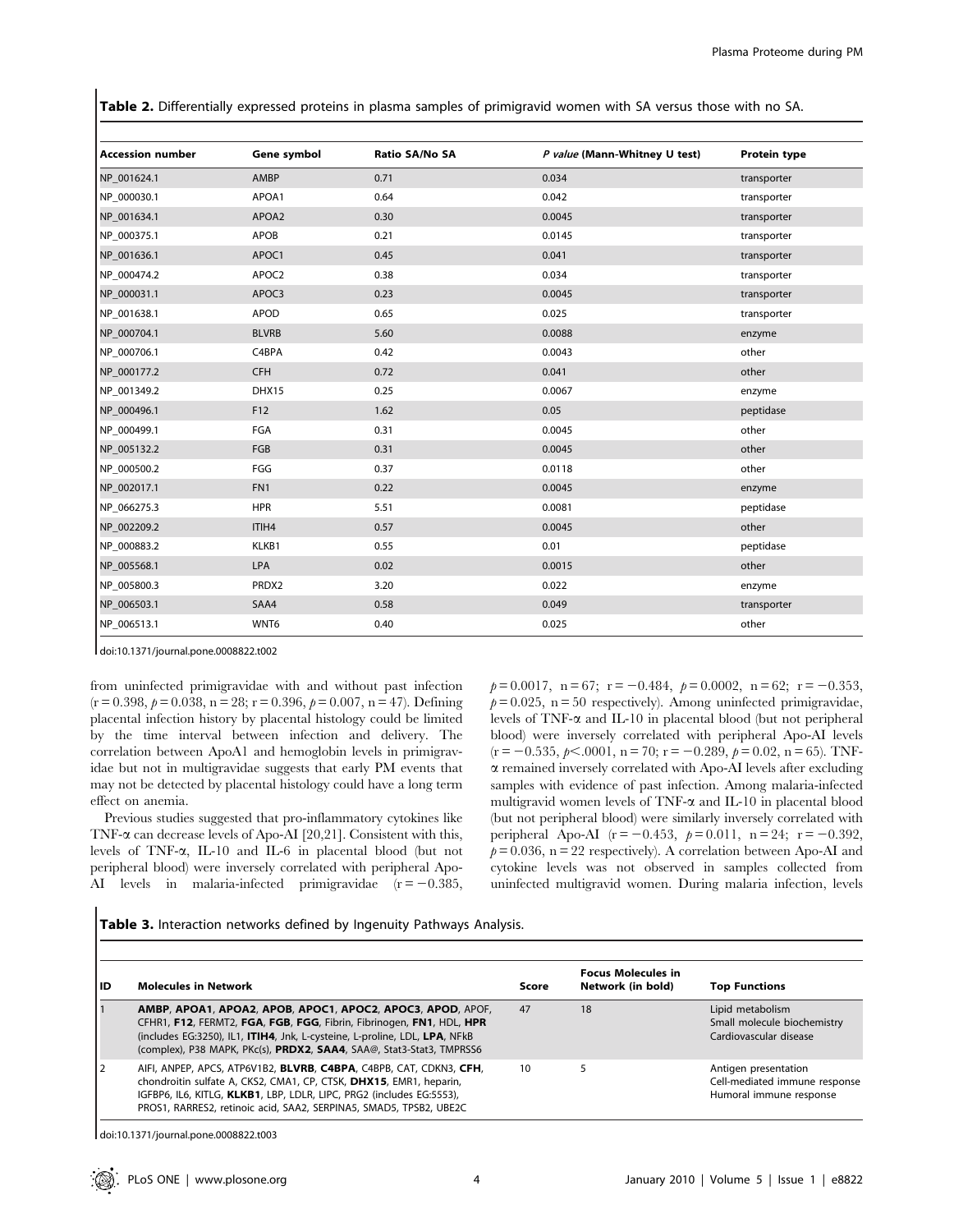**Table 2.** Differentially expressed proteins in plasma samples of primigravid women with SA versus those with no SA.

| Accession number | Gene symbol | Ratio SA/No SA | *P value* (Mann-Whitney U test) | Protein type |
|---|---|---|---|---|
| NP_001624.1 | AMBP | 0.71 | 0.034 | transporter |
| NP_000030.1 | APOA1 | 0.64 | 0.042 | transporter |
| NP_001634.1 | APOA2 | 0.30 | 0.0045 | transporter |
| NP_000375.1 | APOB | 0.21 | 0.0145 | transporter |
| NP_001636.1 | APOC1 | 0.45 | 0.041 | transporter |
| NP_000474.2 | APOC2 | 0.38 | 0.034 | transporter |
| NP_000031.1 | APOC3 | 0.23 | 0.0045 | transporter |
| NP_001638.1 | APOD | 0.65 | 0.025 | transporter |
| NP_000704.1 | BLVRB | 5.60 | 0.0088 | enzyme |
| NP_000706.1 | C4BPA | 0.42 | 0.0043 | other |
| NP_000177.2 | CFH | 0.72 | 0.041 | other |
| NP_001349.2 | DHX15 | 0.25 | 0.0067 | enzyme |
| NP_000496.1 | F12 | 1.62 | 0.05 | peptidase |
| NP_000499.1 | FGA | 0.31 | 0.0045 | other |
| NP_005132.2 | FGB | 0.31 | 0.0045 | other |
| NP_000500.2 | FGG | 0.37 | 0.0118 | other |
| NP_002017.1 | FN1 | 0.22 | 0.0045 | enzyme |
| NP_066275.3 | HPR | 5.51 | 0.0081 | peptidase |
| NP_002209.2 | ITIH4 | 0.57 | 0.0045 | other |
| NP_000883.2 | KLKB1 | 0.55 | 0.01 | peptidase |
| NP_005568.1 | LPA | 0.02 | 0.0015 | other |
| NP_005800.3 | PRDX2 | 3.20 | 0.022 | enzyme |
| NP_006503.1 | SAA4 | 0.58 | 0.049 | transporter |
| NP_006513.1 | WNT6 | 0.40 | 0.025 | other |

doi:10.1371/journal.pone.0008822.t002

from uninfected primigravidae with and without past infection ($r = 0.398$, $p = 0.038$, $n = 28$; $r = 0.396$, $p = 0.007$, $n = 47$). Defining placental infection history by placental histology could be limited by the time interval between infection and delivery. The correlation between ApoA1 and hemoglobin levels in primigravidae but not in multigravidae suggests that early PM events that may not be detected by placental histology could have a long term effect on anemia.

Previous studies suggested that pro-inflammatory cytokines like TNF-α can decrease levels of Apo-AI [20,21]. Consistent with this, levels of TNF-α, IL-10 and IL-6 in placental blood (but not peripheral blood) were inversely correlated with peripheral Apo-AI levels in malaria-infected primigravidae ($r = -0.385$, $p = 0.0017$, $n = 67$; $r = -0.484$, $p = 0.0002$, $n = 62$; $r = -0.353$, $p = 0.025$, $n = 50$ respectively). Among uninfected primigravidae, levels of TNF-α and IL-10 in placental blood (but not peripheral blood) were inversely correlated with peripheral Apo-AI levels ($r = -0.535$, $p < .0001$, $n = 70$; $r = -0.289$, $p = 0.02$, $n = 65$). TNF-α remained inversely correlated with Apo-AI levels after excluding samples with evidence of past infection. Among malaria-infected multigravid women levels of TNF-α and IL-10 in placental blood (but not peripheral blood) were similarly inversely correlated with peripheral Apo-AI ($r = -0.453$, $p = 0.011$, $n = 24$; $r = -0.392$, $p = 0.036$, $n = 22$ respectively). A correlation between Apo-AI and cytokine levels was not observed in samples collected from uninfected multigravid women. During malaria infection, levels

**Table 3.** Interaction networks defined by Ingenuity Pathways Analysis.

| ID | Molecules in Network | Score | Focus Molecules in Network (in bold) | Top Functions |
|---|---|---|---|---|
| 1 | **AMBP**, **APOA1**, **APOA2**, **APOB**, **APOC1**, **APOC2**, **APOC3**, **APOD**, APOF, CFHR1, **F12**, FERMT2, **FGA**, **FGB**, **FGG**, Fibrin, Fibrinogen, **FN1**, HDL, **HPR** (includes EG:3250), IL1, **ITIH4**, Jnk, L-cysteine, L-proline, LDL, **LPA**, NFkB (complex), P38 MAPK, PKc(s), **PRDX2**, **SAA4**, SAA@, Stat3-Stat3, TMPRSS6 | 47 | 18 | Lipid metabolism<br>Small molecule biochemistry<br>Cardiovascular disease |
| 2 | AIFI, ANPEP, APCS, ATP6V1B2, **BLVRB**, **C4BPA**, C4BPB, CAT, CDKN3, **CFH**, chondroitin sulfate A, CKS2, CMA1, CP, CTSK, **DHX15**, EMR1, heparin, IGFBP6, IL6, KITLG, **KLKB1**, LBP, LDLR, LIPC, PRG2 (includes EG:5553), PROS1, RARRES2, retinoic acid, SAA2, SERPINA5, SMAD5, TPSB2, UBE2C | 10 | 5 | Antigen presentation<br>Cell-mediated immune response<br>Humoral immune response |

doi:10.1371/journal.pone.0008822.t003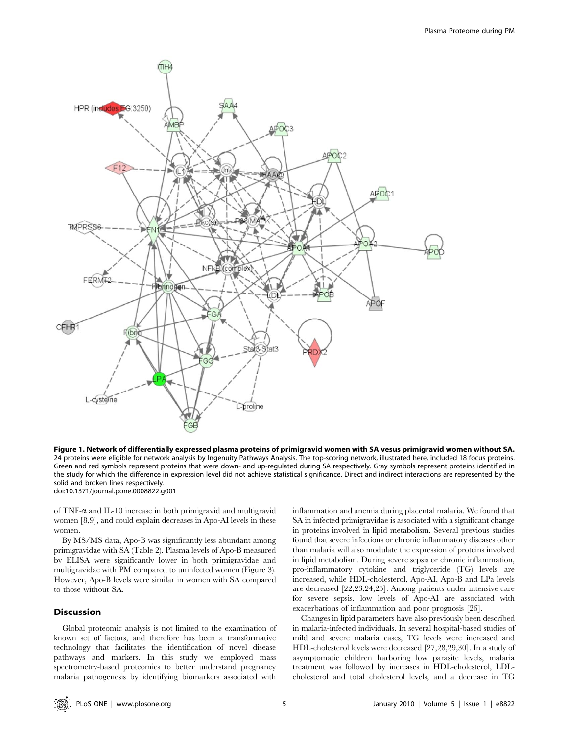**Figure 1. Network of differentially expressed plasma proteins of primigravid women with SA vesus primigravid women without SA.** 24 proteins were eligible for network analysis by Ingenuity Pathways Analysis. The top-scoring network, illustrated here, included 18 focus proteins. Green and red symbols represent proteins that were down- and up-regulated during SA respectively. Gray symbols represent proteins identified in the study for which the difference in expression level did not achieve statistical significance. Direct and indirect interactions are represented by the solid and broken lines respectively.
doi:10.1371/journal.pone.0008822.g001

of TNF-$\alpha$ and IL-10 increase in both primigravid and multigravid women [8,9], and could explain decreases in Apo-AI levels in these women.

By MS/MS data, Apo-B was significantly less abundant among primigravidae with SA (Table 2). Plasma levels of Apo-B measured by ELISA were significantly lower in both primigravidae and multigravidae with PM compared to uninfected women (Figure 3). However, Apo-B levels were similar in women with SA compared to those without SA.

## Discussion

Global proteomic analysis is not limited to the examination of known set of factors, and therefore has been a transformative technology that facilitates the identification of novel disease pathways and markers. In this study we employed mass spectrometry-based proteomics to better understand pregnancy malaria pathogenesis by identifying biomarkers associated with inflammation and anemia during placental malaria. We found that SA in infected primigravidae is associated with a significant change in proteins involved in lipid metabolism. Several previous studies found that severe infections or chronic inflammatory diseases other than malaria will also modulate the expression of proteins involved in lipid metabolism. During severe sepsis or chronic inflammation, pro-inflammatory cytokine and triglyceride (TG) levels are increased, while HDL-cholesterol, Apo-AI, Apo-B and LPa levels are decreased [22,23,24,25]. Among patients under intensive care for severe sepsis, low levels of Apo-AI are associated with exacerbations of inflammation and poor prognosis [26].

Changes in lipid parameters have also previously been described in malaria-infected individuals. In several hospital-based studies of mild and severe malaria cases, TG levels were increased and HDL-cholesterol levels were decreased [27,28,29,30]. In a study of asymptomatic children harboring low parasite levels, malaria treatment was followed by increases in HDL-cholesterol, LDL-cholesterol and total cholesterol levels, and a decrease in TG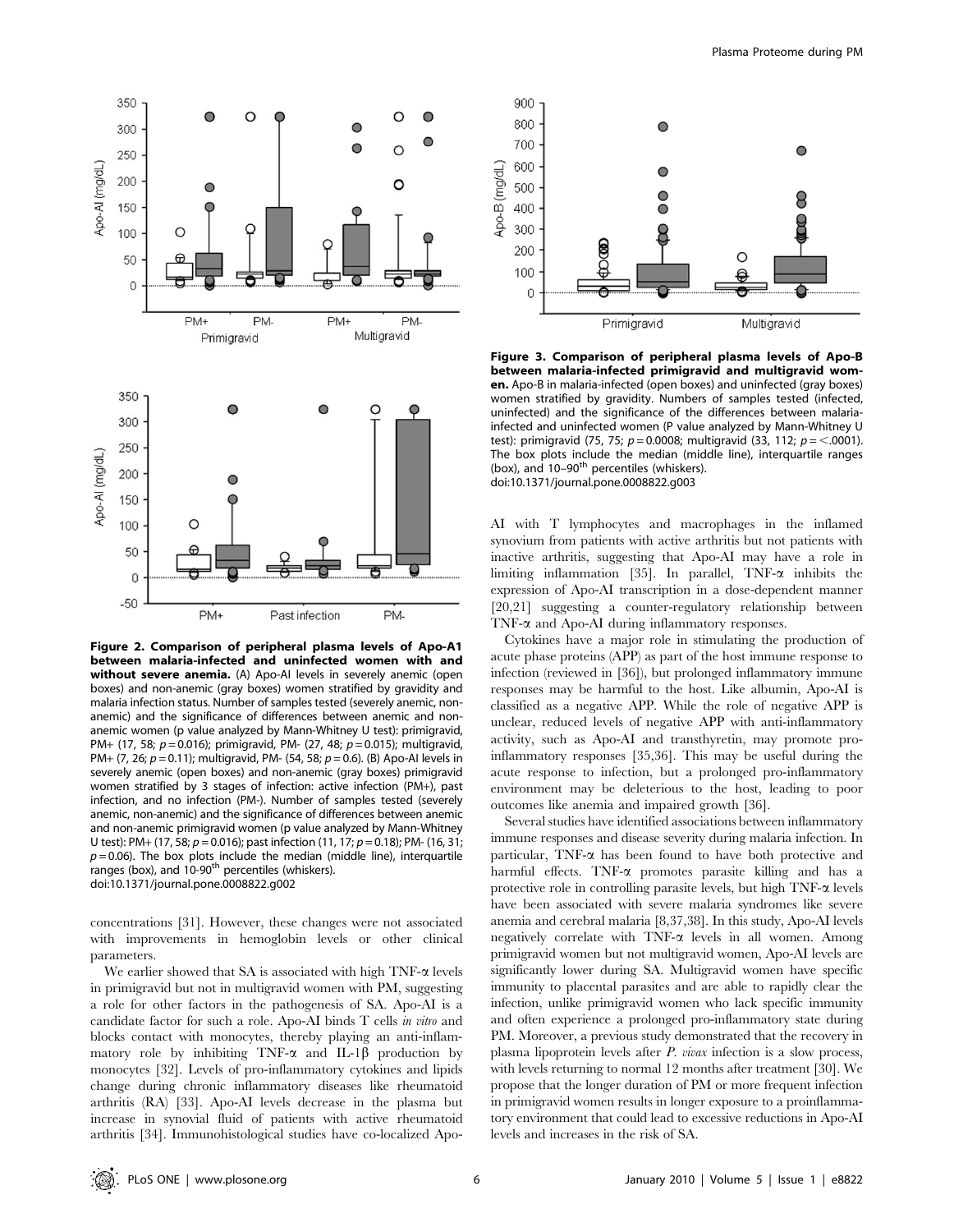**Figure 2. Comparison of peripheral plasma levels of Apo-A1 between malaria-infected and uninfected women with and without severe anemia.** (A) Apo-AI levels in severely anemic (open boxes) and non-anemic (gray boxes) women stratified by gravidity and malaria infection status. Number of samples tested (severely anemic, non-anemic) and the significance of differences between anemic and non-anemic women (p value analyzed by Mann-Whitney U test): primigravid, PM+ (17, 58; $p = 0.016$); primigravid, PM- (27, 48; $p = 0.015$); multigravid, PM+ (7, 26; $p = 0.11$); multigravid, PM- (54, 58; $p = 0.6$). (B) Apo-AI levels in severely anemic (open boxes) and non-anemic (gray boxes) primigravid women stratified by 3 stages of infection: active infection (PM+), past infection, and no infection (PM-). Number of samples tested (severely anemic, non-anemic) and the significance of differences between anemic and non-anemic primigravid women (p value analyzed by Mann-Whitney U test): PM+ (17, 58; $p = 0.016$); past infection (11, 17; $p = 0.18$); PM- (16, 31; $p = 0.06$). The box plots include the median (middle line), interquartile ranges (box), and 10-90th percentiles (whiskers).
doi:10.1371/journal.pone.0008822.g002

**Figure 3. Comparison of peripheral plasma levels of Apo-B between malaria-infected primigravid and multigravid women.** Apo-B in malaria-infected (open boxes) and uninfected (gray boxes) women stratified by gravidity. Numbers of samples tested (infected, uninfected) and the significance of the differences between malaria-infected and uninfected women (P value analyzed by Mann-Whitney U test): primigravid (75, 75; $p = 0.0008$; multigravid (33, 112; $p = <.0001$). The box plots include the median (middle line), interquartile ranges (box), and 10–90th percentiles (whiskers).
doi:10.1371/journal.pone.0008822.g003

concentrations [31]. However, these changes were not associated with improvements in hemoglobin levels or other clinical parameters.

We earlier showed that SA is associated with high TNF-α levels in primigravid but not in multigravid women with PM, suggesting a role for other factors in the pathogenesis of SA. Apo-AI is a candidate factor for such a role. Apo-AI binds T cells *in vitro* and blocks contact with monocytes, thereby playing an anti-inflammatory role by inhibiting TNF-α and IL-1β production by monocytes [32]. Levels of pro-inflammatory cytokines and lipids change during chronic inflammatory diseases like rheumatoid arthritis (RA) [33]. Apo-AI levels decrease in the plasma but increase in synovial fluid of patients with active rheumatoid arthritis [34]. Immunohistological studies have co-localized Apo-AI with T lymphocytes and macrophages in the inflamed synovium from patients with active arthritis but not patients with inactive arthritis, suggesting that Apo-AI may have a role in limiting inflammation [35]. In parallel, TNF-α inhibits the expression of Apo-AI transcription in a dose-dependent manner [20,21] suggesting a counter-regulatory relationship between TNF-α and Apo-AI during inflammatory responses.

Cytokines have a major role in stimulating the production of acute phase proteins (APP) as part of the host immune response to infection (reviewed in [36]), but prolonged inflammatory immune responses may be harmful to the host. Like albumin, Apo-AI is classified as a negative APP. While the role of negative APP is unclear, reduced levels of negative APP with anti-inflammatory activity, such as Apo-AI and transthyretin, may promote pro-inflammatory responses [35,36]. This may be useful during the acute response to infection, but a prolonged pro-inflammatory environment may be deleterious to the host, leading to poor outcomes like anemia and impaired growth [36].

Several studies have identified associations between inflammatory immune responses and disease severity during malaria infection. In particular, TNF-α has been found to have both protective and harmful effects. TNF-α promotes parasite killing and has a protective role in controlling parasite levels, but high TNF-α levels have been associated with severe malaria syndromes like severe anemia and cerebral malaria [8,37,38]. In this study, Apo-AI levels negatively correlate with TNF-α levels in all women. Among primigravid women but not multigravid women, Apo-AI levels are significantly lower during SA. Multigravid women have specific immunity to placental parasites and are able to rapidly clear the infection, unlike primigravid women who lack specific immunity and often experience a prolonged pro-inflammatory state during PM. Moreover, a previous study demonstrated that the recovery in plasma lipoprotein levels after *P. vivax* infection is a slow process, with levels returning to normal 12 months after treatment [30]. We propose that the longer duration of PM or more frequent infection in primigravid women results in longer exposure to a proinflammatory environment that could lead to excessive reductions in Apo-AI levels and increases in the risk of SA.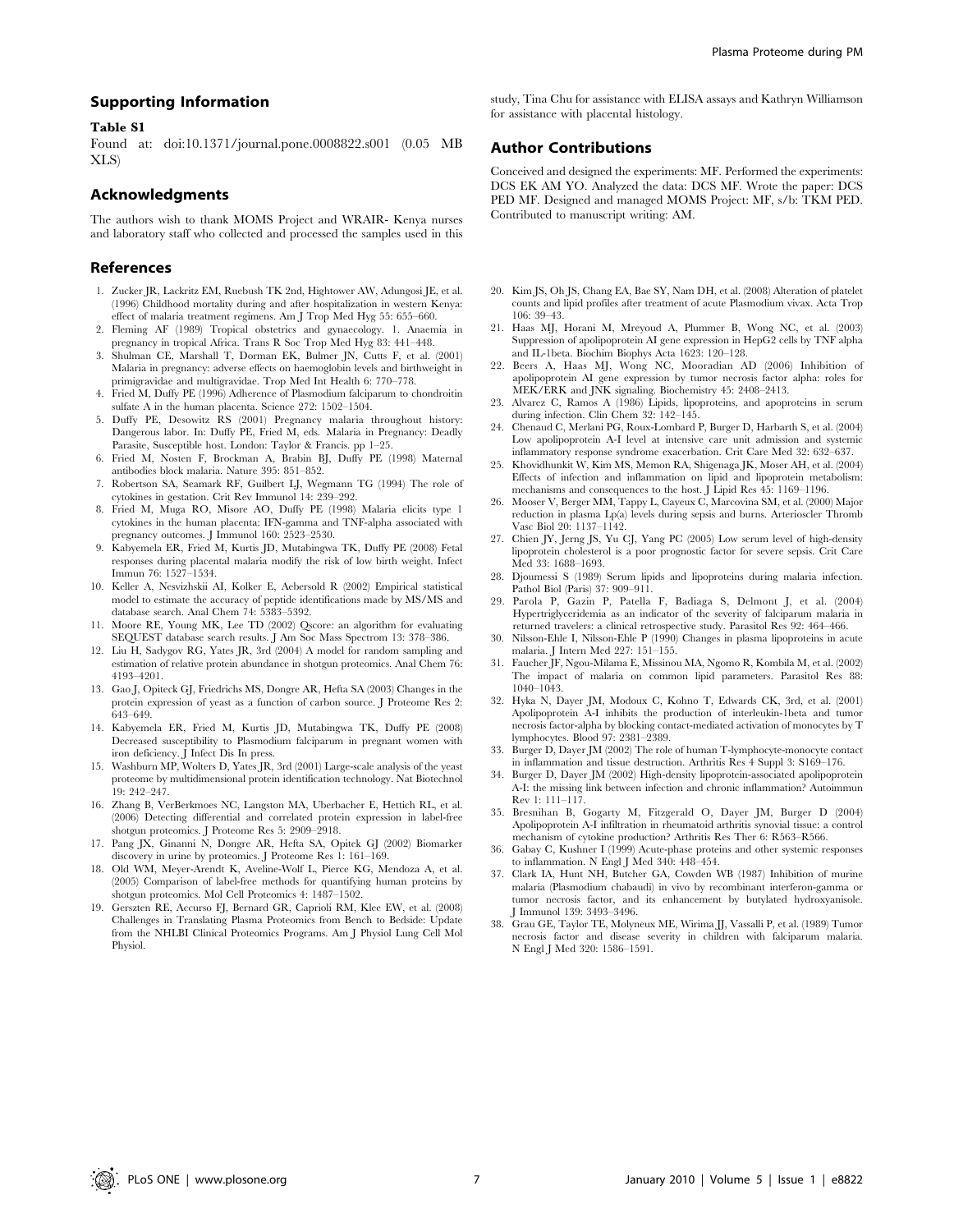## Supporting Information

**Table S1**

Found at: doi:10.1371/journal.pone.0008822.s001 (0.05 MB XLS)

## Acknowledgments

The authors wish to thank MOMS Project and WRAIR- Kenya nurses and laboratory staff who collected and processed the samples used in this study, Tina Chu for assistance with ELISA assays and Kathryn Williamson for assistance with placental histology.

## Author Contributions

Conceived and designed the experiments: MF. Performed the experiments: DCS EK AM YO. Analyzed the data: DCS MF. Wrote the paper: DCS PED MF. Designed and managed MOMS Project: MF, s/b: TKM PED. Contributed to manuscript writing: AM.

## References

1. Zucker JR, Lackritz EM, Ruebush TK 2nd, Hightower AW, Adungosi JE, et al. (1996) Childhood mortality during and after hospitalization in western Kenya: effect of malaria treatment regimens. Am J Trop Med Hyg 55: 655–660.
2. Fleming AF (1989) Tropical obstetrics and gynaecology. 1. Anaemia in pregnancy in tropical Africa. Trans R Soc Trop Med Hyg 83: 441–448.
3. Shulman CE, Marshall T, Dorman EK, Bulmer JN, Cutts F, et al. (2001) Malaria in pregnancy: adverse effects on haemoglobin levels and birthweight in primigravidae and multigravidae. Trop Med Int Health 6: 770–778.
4. Fried M, Duffy PE (1996) Adherence of Plasmodium falciparum to chondroitin sulfate A in the human placenta. Science 272: 1502–1504.
5. Duffy PE, Desowitz RS (2001) Pregnancy malaria throughout history: Dangerous labor. In: Duffy PE, Fried M, eds. Malaria in Pregnancy: Deadly Parasite, Susceptible host. London: Taylor & Francis. pp 1–25.
6. Fried M, Nosten F, Brockman A, Brabin BJ, Duffy PE (1998) Maternal antibodies block malaria. Nature 395: 851–852.
7. Robertson SA, Seamark RF, Guilbert LJ, Wegmann TG (1994) The role of cytokines in gestation. Crit Rev Immunol 14: 239–292.
8. Fried M, Muga RO, Misore AO, Duffy PE (1998) Malaria elicits type 1 cytokines in the human placenta: IFN-gamma and TNF-alpha associated with pregnancy outcomes. J Immunol 160: 2523–2530.
9. Kabyemela ER, Fried M, Kurtis JD, Mutabingwa TK, Duffy PE (2008) Fetal responses during placental malaria modify the risk of low birth weight. Infect Immun 76: 1527–1534.
10. Keller A, Nesvizhskii AI, Kolker E, Aebersold R (2002) Empirical statistical model to estimate the accuracy of peptide identifications made by MS/MS and database search. Anal Chem 74: 5383–5392.
11. Moore RE, Young MK, Lee TD (2002) Qscore: an algorithm for evaluating SEQUEST database search results. J Am Soc Mass Spectrom 13: 378–386.
12. Liu H, Sadygov RG, Yates JR, 3rd (2004) A model for random sampling and estimation of relative protein abundance in shotgun proteomics. Anal Chem 76: 4193–4201.
13. Gao J, Opiteck GJ, Friedrichs MS, Dongre AR, Hefta SA (2003) Changes in the protein expression of yeast as a function of carbon source. J Proteome Res 2: 643–649.
14. Kabyemela ER, Fried M, Kurtis JD, Mutabingwa TK, Duffy PE (2008) Decreased susceptibility to Plasmodium falciparum in pregnant women with iron deficiency. J Infect Dis In press.
15. Washburn MP, Wolters D, Yates JR, 3rd (2001) Large-scale analysis of the yeast proteome by multidimensional protein identification technology. Nat Biotechnol 19: 242–247.
16. Zhang B, VerBerkmoes NC, Langston MA, Uberbacher E, Hettich RL, et al. (2006) Detecting differential and correlated protein expression in label-free shotgun proteomics. J Proteome Res 5: 2909–2918.
17. Pang JX, Ginanni N, Dongre AR, Hefta SA, Opitek GJ (2002) Biomarker discovery in urine by proteomics. J Proteome Res 1: 161–169.
18. Old WM, Meyer-Arendt K, Aveline-Wolf L, Pierce KG, Mendoza A, et al. (2005) Comparison of label-free methods for quantifying human proteins by shotgun proteomics. Mol Cell Proteomics 4: 1487–1502.
19. Gerszten RE, Accurso FJ, Bernard GR, Caprioli RM, Klee EW, et al. (2008) Challenges in Translating Plasma Proteomics from Bench to Bedside: Update from the NHLBI Clinical Proteomics Programs. Am J Physiol Lung Cell Mol Physiol.
20. Kim JS, Oh JS, Chang EA, Bae SY, Nam DH, et al. (2008) Alteration of platelet counts and lipid profiles after treatment of acute Plasmodium vivax. Acta Trop 106: 39–43.
21. Haas MJ, Horani M, Mreyoud A, Plummer B, Wong NC, et al. (2003) Suppression of apolipoprotein AI gene expression in HepG2 cells by TNF alpha and IL-1beta. Biochim Biophys Acta 1623: 120–128.
22. Beers A, Haas MJ, Wong NC, Mooradian AD (2006) Inhibition of apolipoprotein AI gene expression by tumor necrosis factor alpha: roles for MEK/ERK and JNK signaling. Biochemistry 45: 2408–2413.
23. Alvarez C, Ramos A (1986) Lipids, lipoproteins, and apoproteins in serum during infection. Clin Chem 32: 142–145.
24. Chenaud C, Merlani PG, Roux-Lombard P, Burger D, Harbarth S, et al. (2004) Low apolipoprotein A-I level at intensive care unit admission and systemic inflammatory response syndrome exacerbation. Crit Care Med 32: 632–637.
25. Khovidhunkit W, Kim MS, Memon RA, Shigenaga JK, Moser AH, et al. (2004) Effects of infection and inflammation on lipid and lipoprotein metabolism: mechanisms and consequences to the host. J Lipid Res 45: 1169–1196.
26. Mooser V, Berger MM, Tappy L, Cayeux C, Marcovina SM, et al. (2000) Major reduction in plasma Lp(a) levels during sepsis and burns. Arterioscler Thromb Vasc Biol 20: 1137–1142.
27. Chien JY, Jerng JS, Yu CJ, Yang PC (2005) Low serum level of high-density lipoprotein cholesterol is a poor prognostic factor for severe sepsis. Crit Care Med 33: 1688–1693.
28. Djoumessi S (1989) Serum lipids and lipoproteins during malaria infection. Pathol Biol (Paris) 37: 909–911.
29. Parola P, Gazin P, Patella F, Badiaga S, Delmont J, et al. (2004) Hypertriglyceridemia as an indicator of the severity of falciparum malaria in returned travelers: a clinical retrospective study. Parasitol Res 92: 464–466.
30. Nilsson-Ehle I, Nilsson-Ehle P (1990) Changes in plasma lipoproteins in acute malaria. J Intern Med 227: 151–155.
31. Faucher JF, Ngou-Milama E, Missinou MA, Ngomo R, Kombila M, et al. (2002) The impact of malaria on common lipid parameters. Parasitol Res 88: 1040–1043.
32. Hyka N, Dayer JM, Modoux C, Kohno T, Edwards CK, 3rd, et al. (2001) Apolipoprotein A-I inhibits the production of interleukin-1beta and tumor necrosis factor-alpha by blocking contact-mediated activation of monocytes by T lymphocytes. Blood 97: 2381–2389.
33. Burger D, Dayer JM (2002) The role of human T-lymphocyte-monocyte contact in inflammation and tissue destruction. Arthritis Res 4 Suppl 3: S169–176.
34. Burger D, Dayer JM (2002) High-density lipoprotein-associated apolipoprotein A-I: the missing link between infection and chronic inflammation? Autoimmun Rev 1: 111–117.
35. Bresnihan B, Gogarty M, Fitzgerald O, Dayer JM, Burger D (2004) Apolipoprotein A-I infiltration in rheumatoid arthritis synovial tissue: a control mechanism of cytokine production? Arthritis Res Ther 6: R563–R566.
36. Gabay C, Kushner I (1999) Acute-phase proteins and other systemic responses to inflammation. N Engl J Med 340: 448–454.
37. Clark IA, Hunt NH, Butcher GA, Cowden WB (1987) Inhibition of murine malaria (Plasmodium chabaudi) in vivo by recombinant interferon-gamma or tumor necrosis factor, and its enhancement by butylated hydroxyanisole. J Immunol 139: 3493–3496.
38. Grau GE, Taylor TE, Molyneux ME, Wirima JJ, Vassalli P, et al. (1989) Tumor necrosis factor and disease severity in children with falciparum malaria. N Engl J Med 320: 1586–1591.